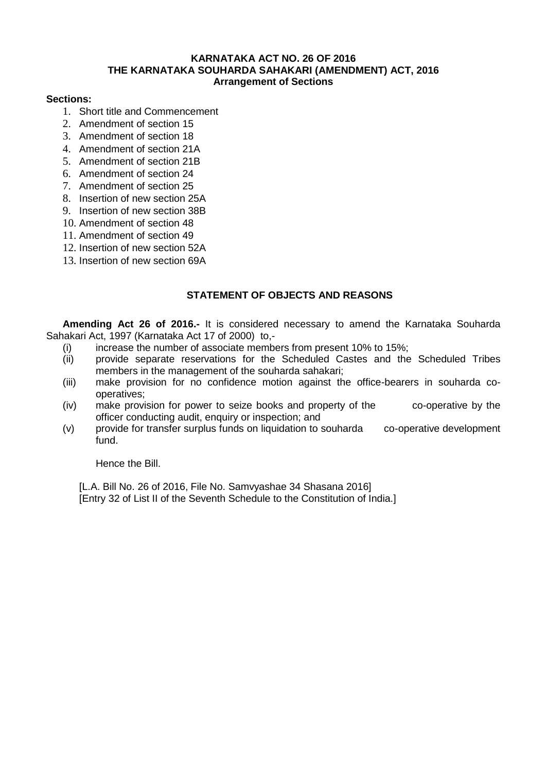# KARNATAKA ACT NO. 26 OF 2016
# THE KARNATAKA SOUHARDA SAHAKARI (AMENDMENT) ACT, 2016
## Arrangement of Sections

**Sections:**

1. Short title and Commencement
2. Amendment of section 15
3. Amendment of section 18
4. Amendment of section 21A
5. Amendment of section 21B
6. Amendment of section 24
7. Amendment of section 25
8. Insertion of new section 25A
9. Insertion of new section 38B
10. Amendment of section 48
11. Amendment of section 49
12. Insertion of new section 52A
13. Insertion of new section 69A

## STATEMENT OF OBJECTS AND REASONS

**Amending Act 26 of 2016.-** It is considered necessary to amend the Karnataka Souharda Sahakari Act, 1997 (Karnataka Act 17 of 2000) to,-

(i) increase the number of associate members from present 10% to 15%;

(ii) provide separate reservations for the Scheduled Castes and the Scheduled Tribes members in the management of the souharda sahakari;

(iii) make provision for no confidence motion against the office-bearers in souharda co-operatives;

(iv) make provision for power to seize books and property of the co-operative by the officer conducting audit, enquiry or inspection; and

(v) provide for transfer surplus funds on liquidation to souharda co-operative development fund.

Hence the Bill.

[L.A. Bill No. 26 of 2016, File No. Samvyashae 34 Shasana 2016]
[Entry 32 of List II of the Seventh Schedule to the Constitution of India.]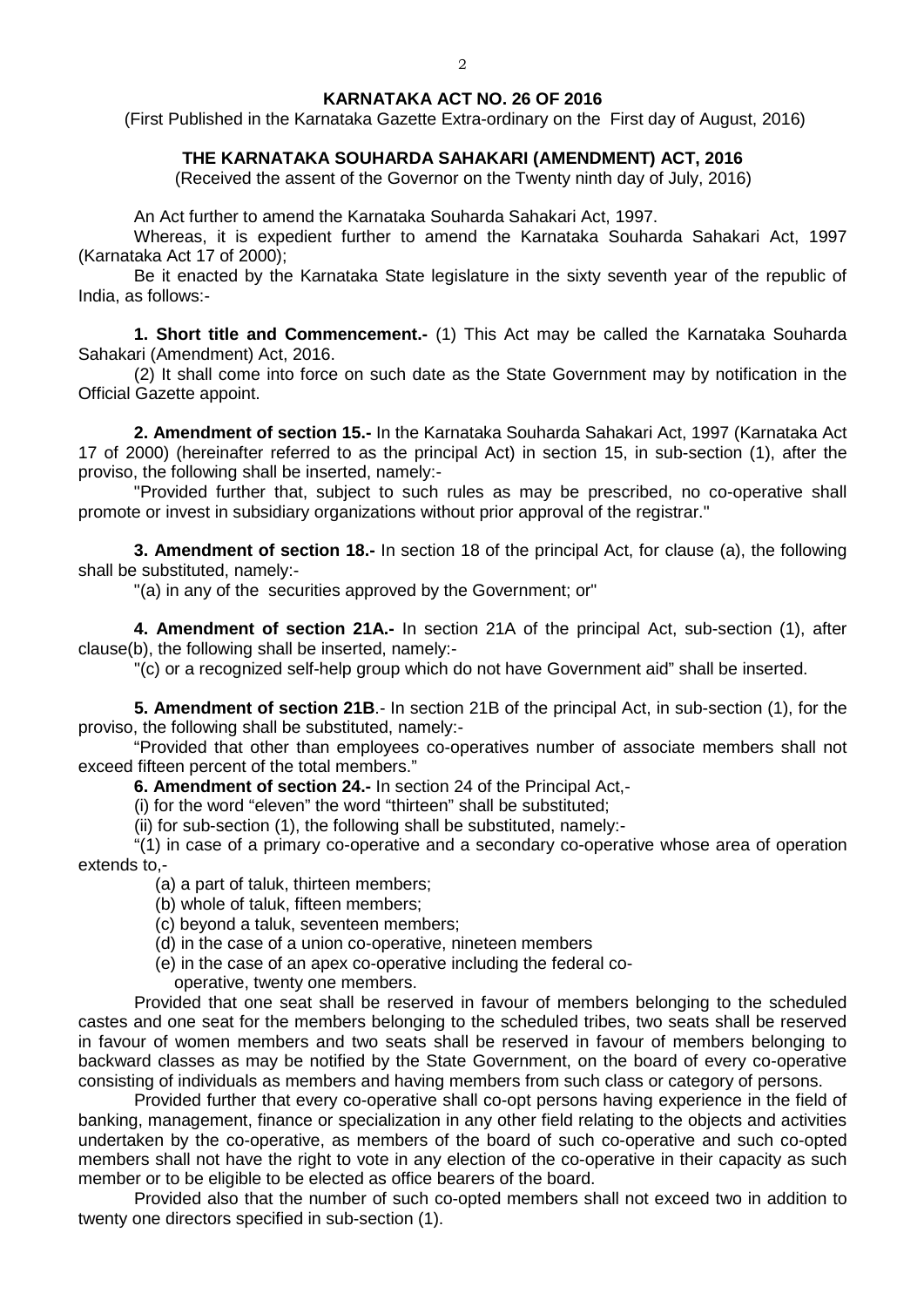**KARNATAKA ACT NO. 26 OF 2016**

(First Published in the Karnataka Gazette Extra-ordinary on the First day of August, 2016)

**THE KARNATAKA SOUHARDA SAHAKARI (AMENDMENT) ACT, 2016**

(Received the assent of the Governor on the Twenty ninth day of July, 2016)

An Act further to amend the Karnataka Souharda Sahakari Act, 1997.

Whereas, it is expedient further to amend the Karnataka Souharda Sahakari Act, 1997 (Karnataka Act 17 of 2000);

Be it enacted by the Karnataka State legislature in the sixty seventh year of the republic of India, as follows:-

**1. Short title and Commencement.-** (1) This Act may be called the Karnataka Souharda Sahakari (Amendment) Act, 2016.

(2) It shall come into force on such date as the State Government may by notification in the Official Gazette appoint.

**2. Amendment of section 15.-** In the Karnataka Souharda Sahakari Act, 1997 (Karnataka Act 17 of 2000) (hereinafter referred to as the principal Act) in section 15, in sub-section (1), after the proviso, the following shall be inserted, namely:-

"Provided further that, subject to such rules as may be prescribed, no co-operative shall promote or invest in subsidiary organizations without prior approval of the registrar."

**3. Amendment of section 18.-** In section 18 of the principal Act, for clause (a), the following shall be substituted, namely:-

"(a) in any of the securities approved by the Government; or"

**4. Amendment of section 21A.-** In section 21A of the principal Act, sub-section (1), after clause(b), the following shall be inserted, namely:-

"(c) or a recognized self-help group which do not have Government aid" shall be inserted.

**5. Amendment of section 21B**.- In section 21B of the principal Act, in sub-section (1), for the proviso, the following shall be substituted, namely:-

"Provided that other than employees co-operatives number of associate members shall not exceed fifteen percent of the total members."

**6. Amendment of section 24.-** In section 24 of the Principal Act,-

(i) for the word "eleven" the word "thirteen" shall be substituted;

(ii) for sub-section (1), the following shall be substituted, namely:-

"(1) in case of a primary co-operative and a secondary co-operative whose area of operation extends to,-

(a) a part of taluk, thirteen members;

(b) whole of taluk, fifteen members;

(c) beyond a taluk, seventeen members;

(d) in the case of a union co-operative, nineteen members

(e) in the case of an apex co-operative including the federal co-operative, twenty one members.

Provided that one seat shall be reserved in favour of members belonging to the scheduled castes and one seat for the members belonging to the scheduled tribes, two seats shall be reserved in favour of women members and two seats shall be reserved in favour of members belonging to backward classes as may be notified by the State Government, on the board of every co-operative consisting of individuals as members and having members from such class or category of persons.

Provided further that every co-operative shall co-opt persons having experience in the field of banking, management, finance or specialization in any other field relating to the objects and activities undertaken by the co-operative, as members of the board of such co-operative and such co-opted members shall not have the right to vote in any election of the co-operative in their capacity as such member or to be eligible to be elected as office bearers of the board.

Provided also that the number of such co-opted members shall not exceed two in addition to twenty one directors specified in sub-section (1).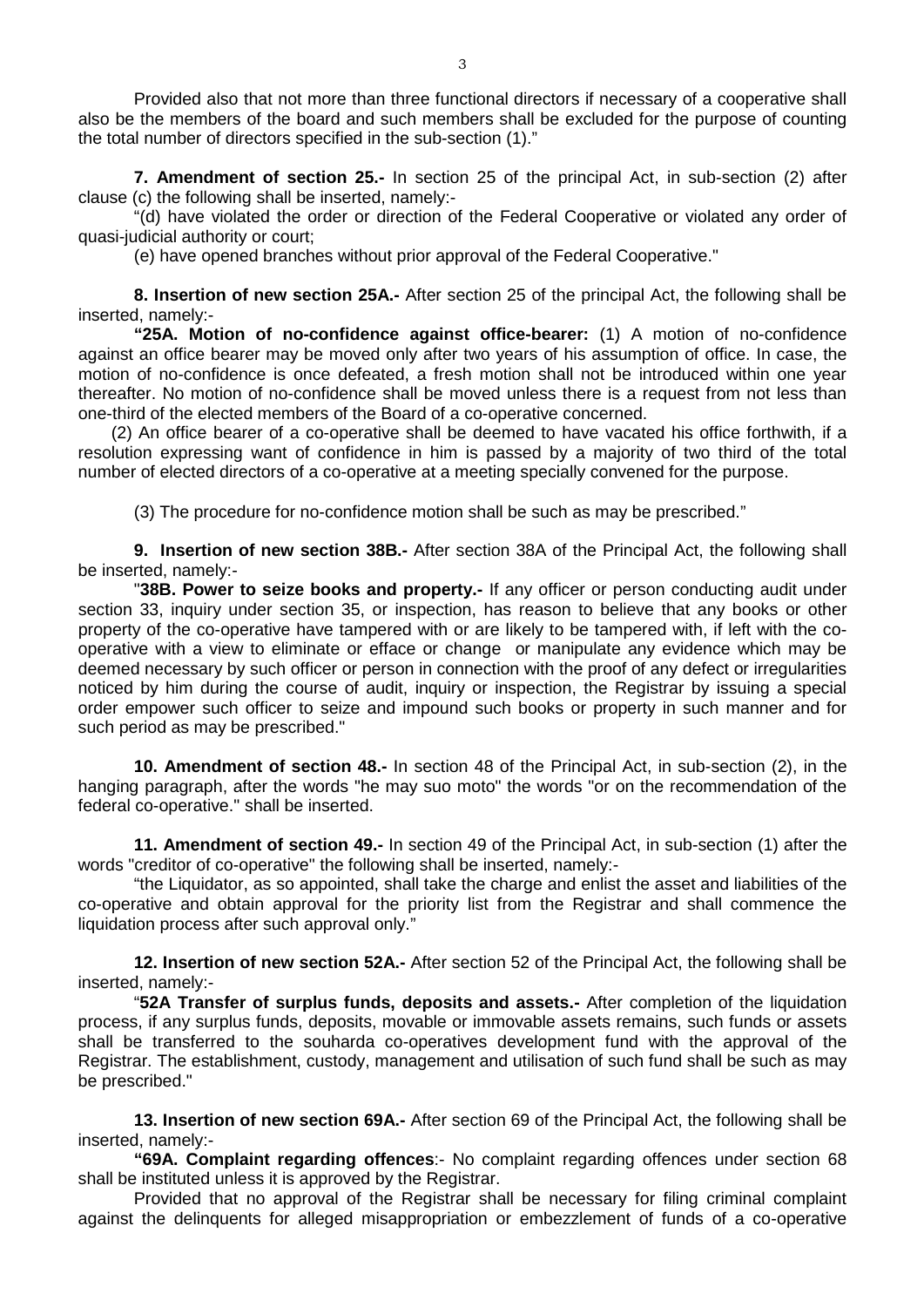Provided also that not more than three functional directors if necessary of a cooperative shall also be the members of the board and such members shall be excluded for the purpose of counting the total number of directors specified in the sub-section (1)."

**7. Amendment of section 25.-** In section 25 of the principal Act, in sub-section (2) after clause (c) the following shall be inserted, namely:-

"(d) have violated the order or direction of the Federal Cooperative or violated any order of quasi-judicial authority or court;

(e) have opened branches without prior approval of the Federal Cooperative."

**8. Insertion of new section 25A.-** After section 25 of the principal Act, the following shall be inserted, namely:-

**"25A. Motion of no-confidence against office-bearer:** (1) A motion of no-confidence against an office bearer may be moved only after two years of his assumption of office. In case, the motion of no-confidence is once defeated, a fresh motion shall not be introduced within one year thereafter. No motion of no-confidence shall be moved unless there is a request from not less than one-third of the elected members of the Board of a co-operative concerned.

(2) An office bearer of a co-operative shall be deemed to have vacated his office forthwith, if a resolution expressing want of confidence in him is passed by a majority of two third of the total number of elected directors of a co-operative at a meeting specially convened for the purpose.

(3) The procedure for no-confidence motion shall be such as may be prescribed."

**9. Insertion of new section 38B.-** After section 38A of the Principal Act, the following shall be inserted, namely:-

"**38B. Power to seize books and property.-** If any officer or person conducting audit under section 33, inquiry under section 35, or inspection, has reason to believe that any books or other property of the co-operative have tampered with or are likely to be tampered with, if left with the co-operative with a view to eliminate or efface or change or manipulate any evidence which may be deemed necessary by such officer or person in connection with the proof of any defect or irregularities noticed by him during the course of audit, inquiry or inspection, the Registrar by issuing a special order empower such officer to seize and impound such books or property in such manner and for such period as may be prescribed."

**10. Amendment of section 48.-** In section 48 of the Principal Act, in sub-section (2), in the hanging paragraph, after the words "he may suo moto" the words "or on the recommendation of the federal co-operative." shall be inserted.

**11. Amendment of section 49.-** In section 49 of the Principal Act, in sub-section (1) after the words "creditor of co-operative" the following shall be inserted, namely:-

"the Liquidator, as so appointed, shall take the charge and enlist the asset and liabilities of the co-operative and obtain approval for the priority list from the Registrar and shall commence the liquidation process after such approval only."

**12. Insertion of new section 52A.-** After section 52 of the Principal Act, the following shall be inserted, namely:-

"**52A Transfer of surplus funds, deposits and assets.-** After completion of the liquidation process, if any surplus funds, deposits, movable or immovable assets remains, such funds or assets shall be transferred to the souharda co-operatives development fund with the approval of the Registrar. The establishment, custody, management and utilisation of such fund shall be such as may be prescribed."

**13. Insertion of new section 69A.-** After section 69 of the Principal Act, the following shall be inserted, namely:-

**"69A. Complaint regarding offences**:- No complaint regarding offences under section 68 shall be instituted unless it is approved by the Registrar.

Provided that no approval of the Registrar shall be necessary for filing criminal complaint against the delinquents for alleged misappropriation or embezzlement of funds of a co-operative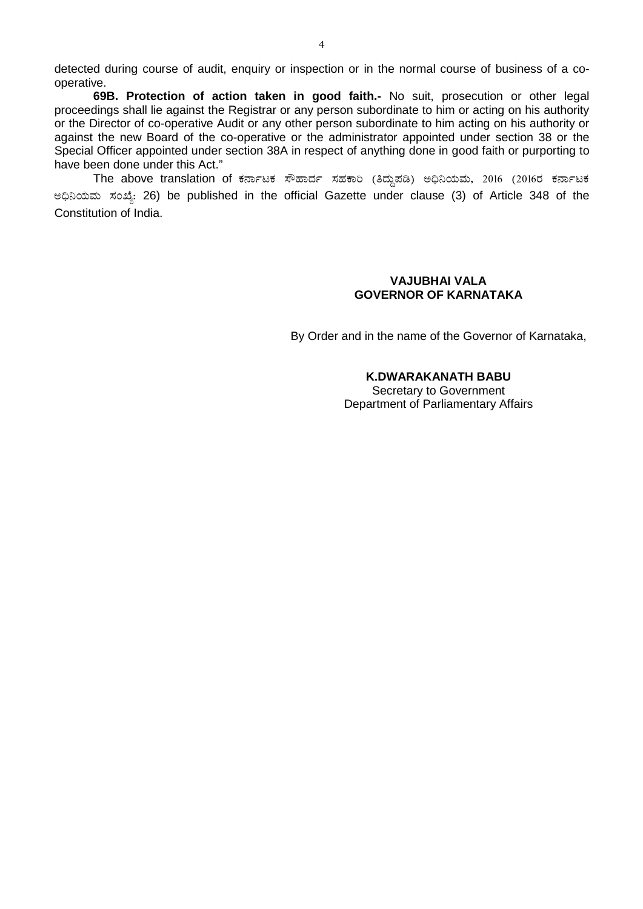detected during course of audit, enquiry or inspection or in the normal course of business of a co-operative.

**69B. Protection of action taken in good faith.-** No suit, prosecution or other legal proceedings shall lie against the Registrar or any person subordinate to him or acting on his authority or the Director of co-operative Audit or any other person subordinate to him acting on his authority or against the new Board of the co-operative or the administrator appointed under section 38 or the Special Officer appointed under section 38A in respect of anything done in good faith or purporting to have been done under this Act."

The above translation of ಕರ್ನಾಟಕ ಸೌಹಾರ್ದ ಸಹಕಾರಿ (ತಿದ್ದುಪಡಿ) ಅಧಿನಿಯಮ, 2016 (2016ರ ಕರ್ನಾಟಕ ಅಧಿನಿಯಮ ಸಂಖ್ಯೆ: 26) be published in the official Gazette under clause (3) of Article 348 of the Constitution of India.

**VAJUBHAI VALA**
**GOVERNOR OF KARNATAKA**

By Order and in the name of the Governor of Karnataka,

**K.DWARAKANATH BABU**
Secretary to Government
Department of Parliamentary Affairs